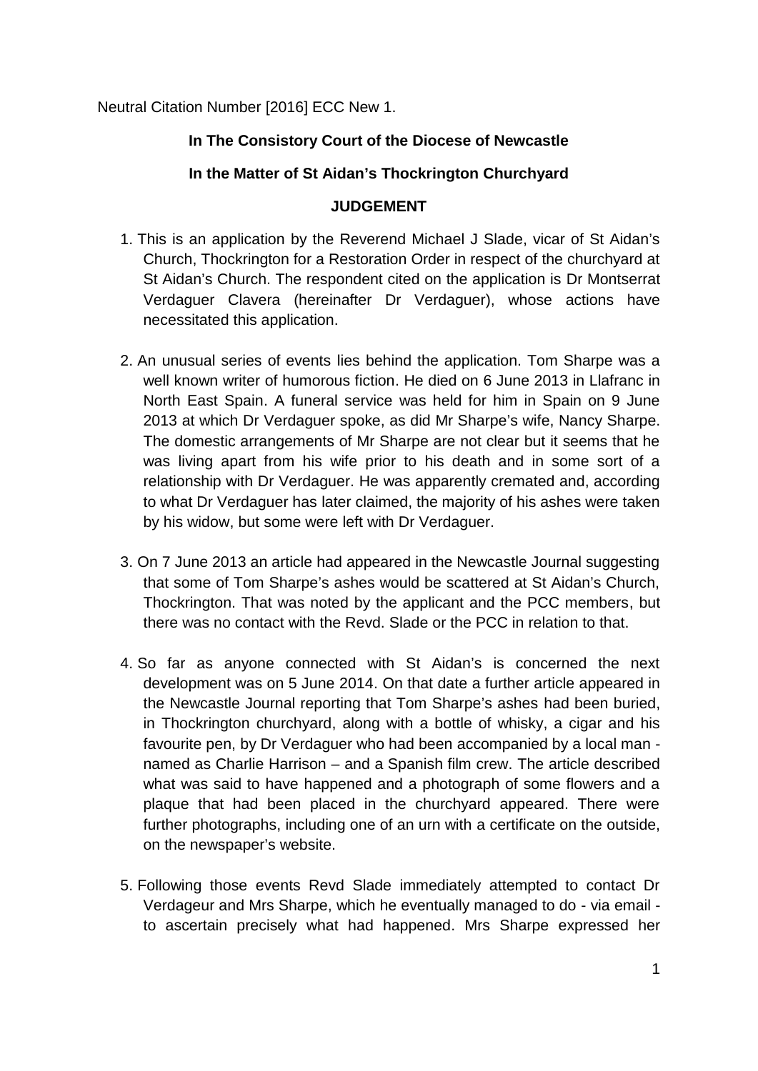Neutral Citation Number [2016] ECC New 1.

**In The Consistory Court of the Diocese of Newcastle**

**In the Matter of St Aidan's Thockrington Churchyard**

**JUDGEMENT**

1. This is an application by the Reverend Michael J Slade, vicar of St Aidan's Church, Thockrington for a Restoration Order in respect of the churchyard at St Aidan's Church. The respondent cited on the application is Dr Montserrat Verdaguer Clavera (hereinafter Dr Verdaguer), whose actions have necessitated this application.

2. An unusual series of events lies behind the application. Tom Sharpe was a well known writer of humorous fiction. He died on 6 June 2013 in Llafranc in North East Spain. A funeral service was held for him in Spain on 9 June 2013 at which Dr Verdaguer spoke, as did Mr Sharpe's wife, Nancy Sharpe. The domestic arrangements of Mr Sharpe are not clear but it seems that he was living apart from his wife prior to his death and in some sort of a relationship with Dr Verdaguer. He was apparently cremated and, according to what Dr Verdaguer has later claimed, the majority of his ashes were taken by his widow, but some were left with Dr Verdaguer.

3. On 7 June 2013 an article had appeared in the Newcastle Journal suggesting that some of Tom Sharpe's ashes would be scattered at St Aidan's Church, Thockrington. That was noted by the applicant and the PCC members, but there was no contact with the Revd. Slade or the PCC in relation to that.

4. So far as anyone connected with St Aidan's is concerned the next development was on 5 June 2014. On that date a further article appeared in the Newcastle Journal reporting that Tom Sharpe's ashes had been buried, in Thockrington churchyard, along with a bottle of whisky, a cigar and his favourite pen, by Dr Verdaguer who had been accompanied by a local man - named as Charlie Harrison – and a Spanish film crew. The article described what was said to have happened and a photograph of some flowers and a plaque that had been placed in the churchyard appeared. There were further photographs, including one of an urn with a certificate on the outside, on the newspaper's website.

5. Following those events Revd Slade immediately attempted to contact Dr Verdageur and Mrs Sharpe, which he eventually managed to do - via email - to ascertain precisely what had happened. Mrs Sharpe expressed her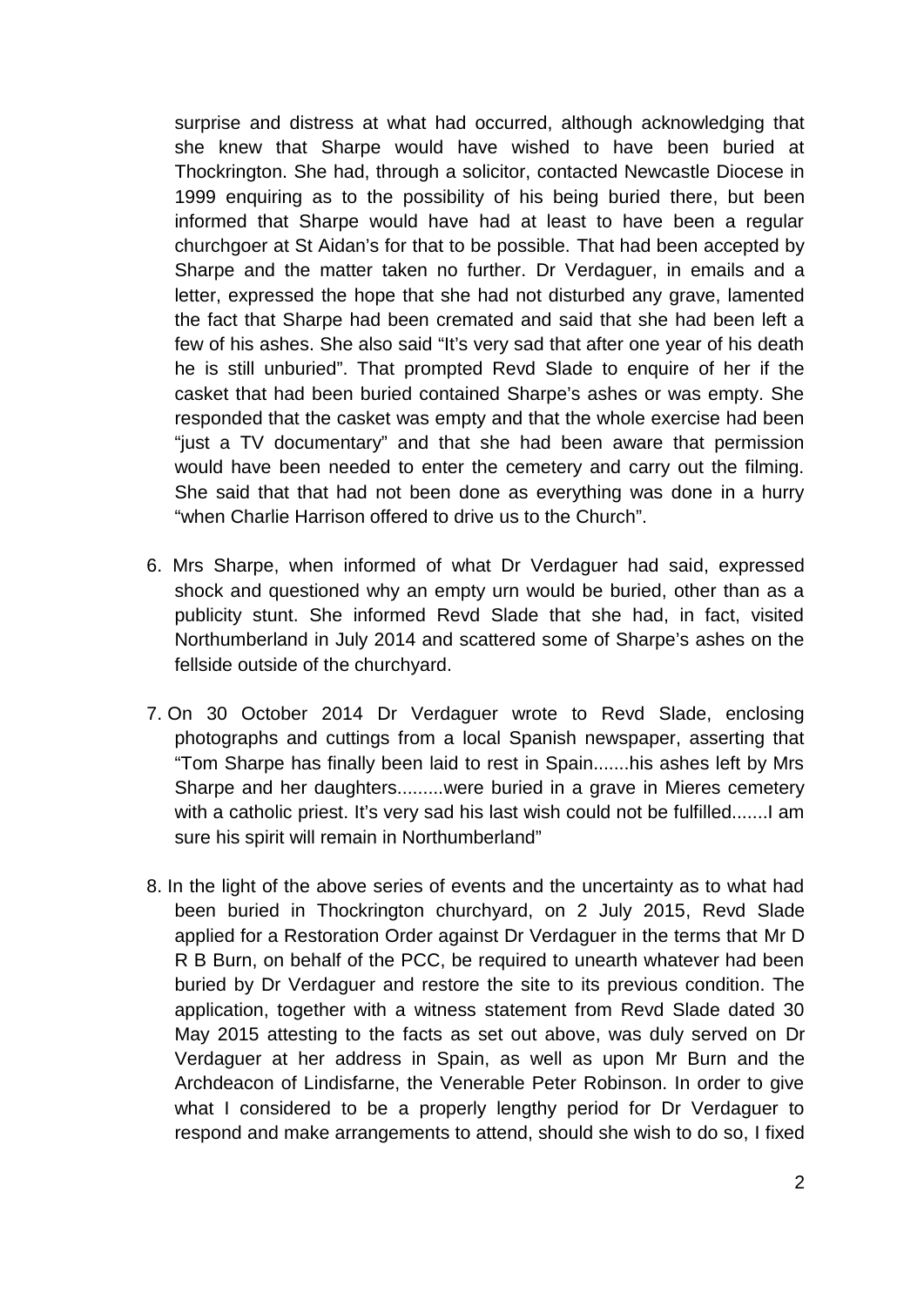surprise and distress at what had occurred, although acknowledging that she knew that Sharpe would have wished to have been buried at Thockrington. She had, through a solicitor, contacted Newcastle Diocese in 1999 enquiring as to the possibility of his being buried there, but been informed that Sharpe would have had at least to have been a regular churchgoer at St Aidan's for that to be possible. That had been accepted by Sharpe and the matter taken no further. Dr Verdaguer, in emails and a letter, expressed the hope that she had not disturbed any grave, lamented the fact that Sharpe had been cremated and said that she had been left a few of his ashes. She also said "It's very sad that after one year of his death he is still unburied". That prompted Revd Slade to enquire of her if the casket that had been buried contained Sharpe's ashes or was empty. She responded that the casket was empty and that the whole exercise had been "just a TV documentary" and that she had been aware that permission would have been needed to enter the cemetery and carry out the filming. She said that that had not been done as everything was done in a hurry "when Charlie Harrison offered to drive us to the Church".

6. Mrs Sharpe, when informed of what Dr Verdaguer had said, expressed shock and questioned why an empty urn would be buried, other than as a publicity stunt. She informed Revd Slade that she had, in fact, visited Northumberland in July 2014 and scattered some of Sharpe's ashes on the fellside outside of the churchyard.

7. On 30 October 2014 Dr Verdaguer wrote to Revd Slade, enclosing photographs and cuttings from a local Spanish newspaper, asserting that "Tom Sharpe has finally been laid to rest in Spain.......his ashes left by Mrs Sharpe and her daughters.........were buried in a grave in Mieres cemetery with a catholic priest. It's very sad his last wish could not be fulfilled.......I am sure his spirit will remain in Northumberland"

8. In the light of the above series of events and the uncertainty as to what had been buried in Thockrington churchyard, on 2 July 2015, Revd Slade applied for a Restoration Order against Dr Verdaguer in the terms that Mr D R B Burn, on behalf of the PCC, be required to unearth whatever had been buried by Dr Verdaguer and restore the site to its previous condition. The application, together with a witness statement from Revd Slade dated 30 May 2015 attesting to the facts as set out above, was duly served on Dr Verdaguer at her address in Spain, as well as upon Mr Burn and the Archdeacon of Lindisfarne, the Venerable Peter Robinson. In order to give what I considered to be a properly lengthy period for Dr Verdaguer to respond and make arrangements to attend, should she wish to do so, I fixed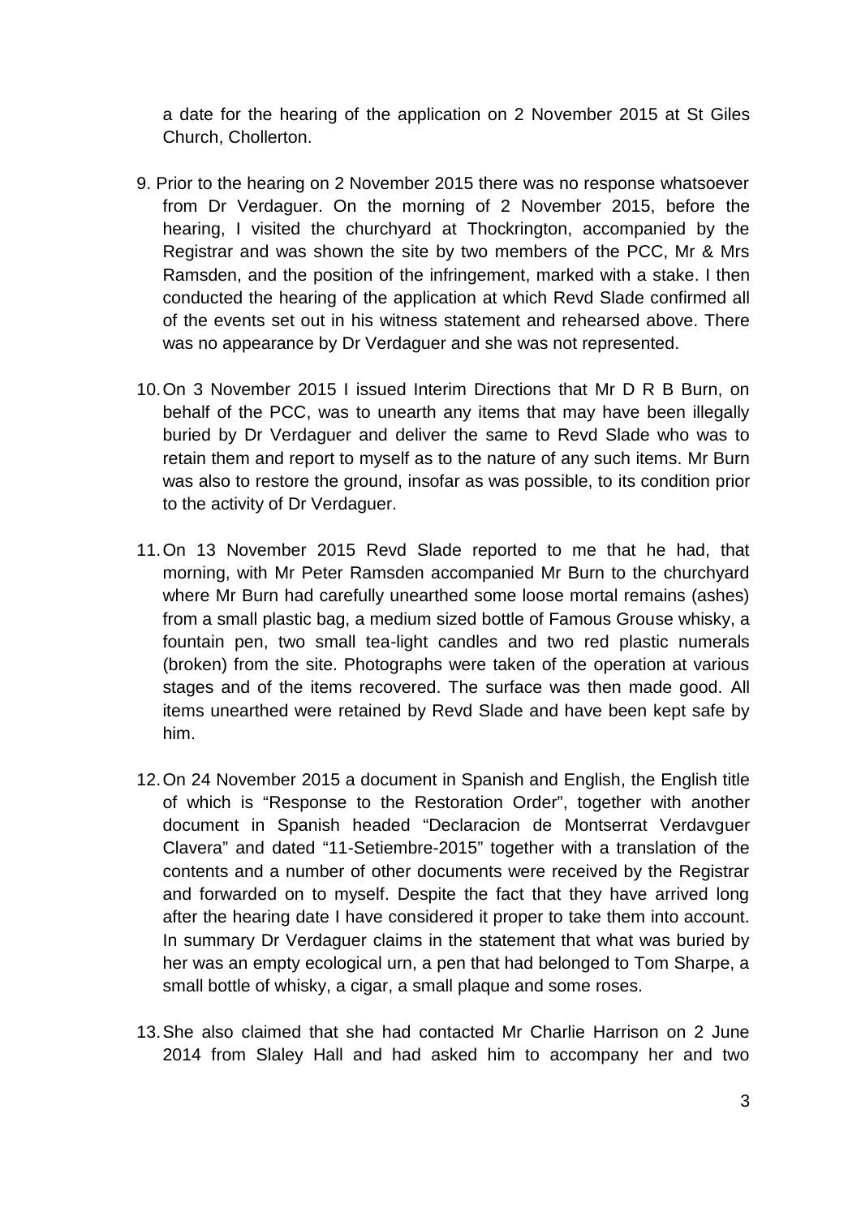a date for the hearing of the application on 2 November 2015 at St Giles Church, Chollerton.

9. Prior to the hearing on 2 November 2015 there was no response whatsoever from Dr Verdaguer. On the morning of 2 November 2015, before the hearing, I visited the churchyard at Thockrington, accompanied by the Registrar and was shown the site by two members of the PCC, Mr & Mrs Ramsden, and the position of the infringement, marked with a stake. I then conducted the hearing of the application at which Revd Slade confirmed all of the events set out in his witness statement and rehearsed above. There was no appearance by Dr Verdaguer and she was not represented.

10. On 3 November 2015 I issued Interim Directions that Mr D R B Burn, on behalf of the PCC, was to unearth any items that may have been illegally buried by Dr Verdaguer and deliver the same to Revd Slade who was to retain them and report to myself as to the nature of any such items. Mr Burn was also to restore the ground, insofar as was possible, to its condition prior to the activity of Dr Verdaguer.

11. On 13 November 2015 Revd Slade reported to me that he had, that morning, with Mr Peter Ramsden accompanied Mr Burn to the churchyard where Mr Burn had carefully unearthed some loose mortal remains (ashes) from a small plastic bag, a medium sized bottle of Famous Grouse whisky, a fountain pen, two small tea-light candles and two red plastic numerals (broken) from the site. Photographs were taken of the operation at various stages and of the items recovered. The surface was then made good. All items unearthed were retained by Revd Slade and have been kept safe by him.

12. On 24 November 2015 a document in Spanish and English, the English title of which is "Response to the Restoration Order", together with another document in Spanish headed "Declaracion de Montserrat Verdavguer Clavera" and dated "11-Setiembre-2015" together with a translation of the contents and a number of other documents were received by the Registrar and forwarded on to myself. Despite the fact that they have arrived long after the hearing date I have considered it proper to take them into account. In summary Dr Verdaguer claims in the statement that what was buried by her was an empty ecological urn, a pen that had belonged to Tom Sharpe, a small bottle of whisky, a cigar, a small plaque and some roses.

13. She also claimed that she had contacted Mr Charlie Harrison on 2 June 2014 from Slaley Hall and had asked him to accompany her and two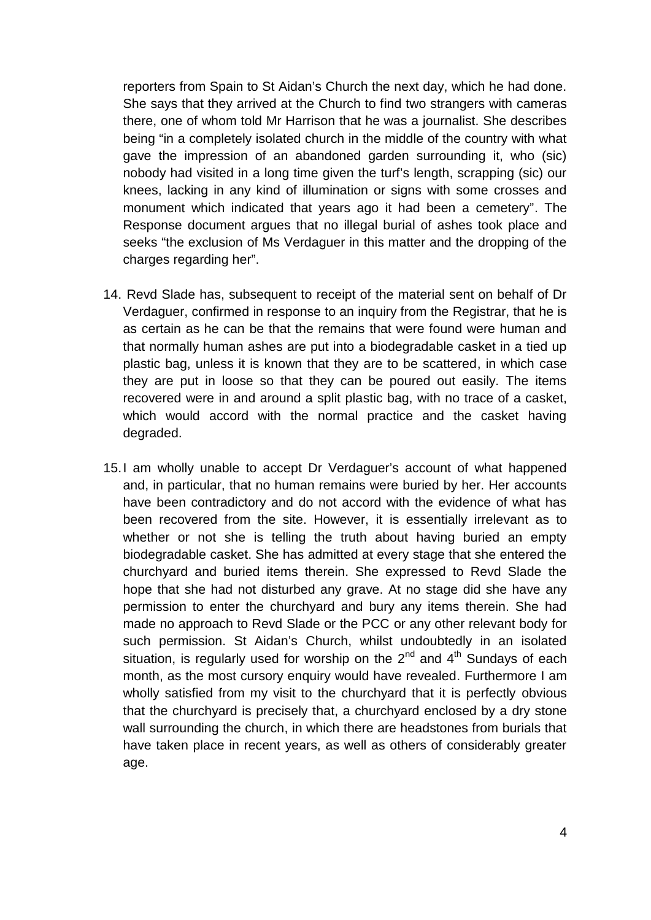reporters from Spain to St Aidan's Church the next day, which he had done. She says that they arrived at the Church to find two strangers with cameras there, one of whom told Mr Harrison that he was a journalist. She describes being "in a completely isolated church in the middle of the country with what gave the impression of an abandoned garden surrounding it, who (sic) nobody had visited in a long time given the turf's length, scrapping (sic) our knees, lacking in any kind of illumination or signs with some crosses and monument which indicated that years ago it had been a cemetery". The Response document argues that no illegal burial of ashes took place and seeks "the exclusion of Ms Verdaguer in this matter and the dropping of the charges regarding her".

14. Revd Slade has, subsequent to receipt of the material sent on behalf of Dr Verdaguer, confirmed in response to an inquiry from the Registrar, that he is as certain as he can be that the remains that were found were human and that normally human ashes are put into a biodegradable casket in a tied up plastic bag, unless it is known that they are to be scattered, in which case they are put in loose so that they can be poured out easily. The items recovered were in and around a split plastic bag, with no trace of a casket, which would accord with the normal practice and the casket having degraded.

15. I am wholly unable to accept Dr Verdaguer's account of what happened and, in particular, that no human remains were buried by her. Her accounts have been contradictory and do not accord with the evidence of what has been recovered from the site. However, it is essentially irrelevant as to whether or not she is telling the truth about having buried an empty biodegradable casket. She has admitted at every stage that she entered the churchyard and buried items therein. She expressed to Revd Slade the hope that she had not disturbed any grave. At no stage did she have any permission to enter the churchyard and bury any items therein. She had made no approach to Revd Slade or the PCC or any other relevant body for such permission. St Aidan's Church, whilst undoubtedly in an isolated situation, is regularly used for worship on the 2nd and 4th Sundays of each month, as the most cursory enquiry would have revealed. Furthermore I am wholly satisfied from my visit to the churchyard that it is perfectly obvious that the churchyard is precisely that, a churchyard enclosed by a dry stone wall surrounding the church, in which there are headstones from burials that have taken place in recent years, as well as others of considerably greater age.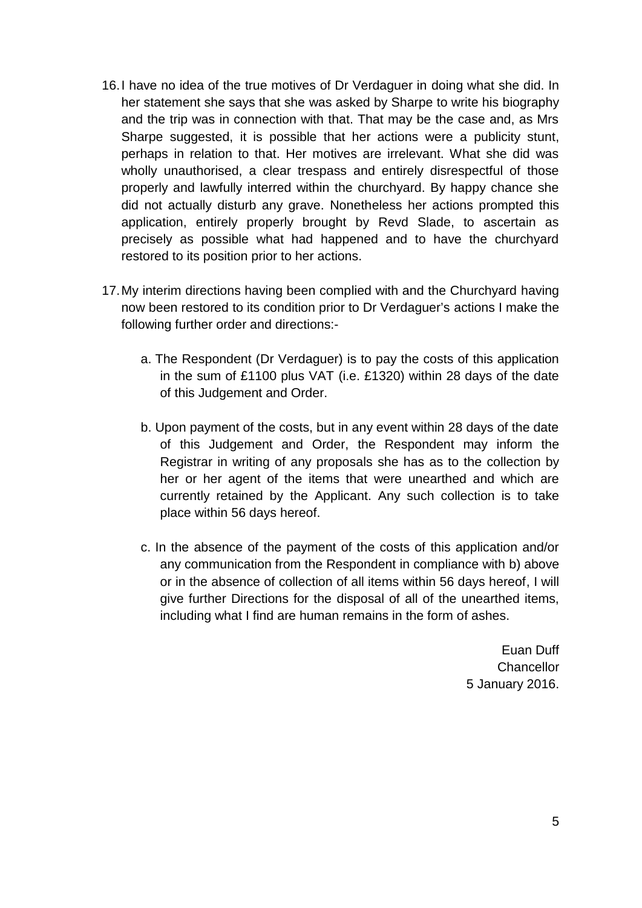16. I have no idea of the true motives of Dr Verdaguer in doing what she did. In her statement she says that she was asked by Sharpe to write his biography and the trip was in connection with that. That may be the case and, as Mrs Sharpe suggested, it is possible that her actions were a publicity stunt, perhaps in relation to that. Her motives are irrelevant. What she did was wholly unauthorised, a clear trespass and entirely disrespectful of those properly and lawfully interred within the churchyard. By happy chance she did not actually disturb any grave. Nonetheless her actions prompted this application, entirely properly brought by Revd Slade, to ascertain as precisely as possible what had happened and to have the churchyard restored to its position prior to her actions.

17. My interim directions having been complied with and the Churchyard having now been restored to its condition prior to Dr Verdaguer's actions I make the following further order and directions:-

    a. The Respondent (Dr Verdaguer) is to pay the costs of this application in the sum of £1100 plus VAT (i.e. £1320) within 28 days of the date of this Judgement and Order.

    b. Upon payment of the costs, but in any event within 28 days of the date of this Judgement and Order, the Respondent may inform the Registrar in writing of any proposals she has as to the collection by her or her agent of the items that were unearthed and which are currently retained by the Applicant. Any such collection is to take place within 56 days hereof.

    c. In the absence of the payment of the costs of this application and/or any communication from the Respondent in compliance with b) above or in the absence of collection of all items within 56 days hereof, I will give further Directions for the disposal of all of the unearthed items, including what I find are human remains in the form of ashes.

Euan Duff
Chancellor
5 January 2016.